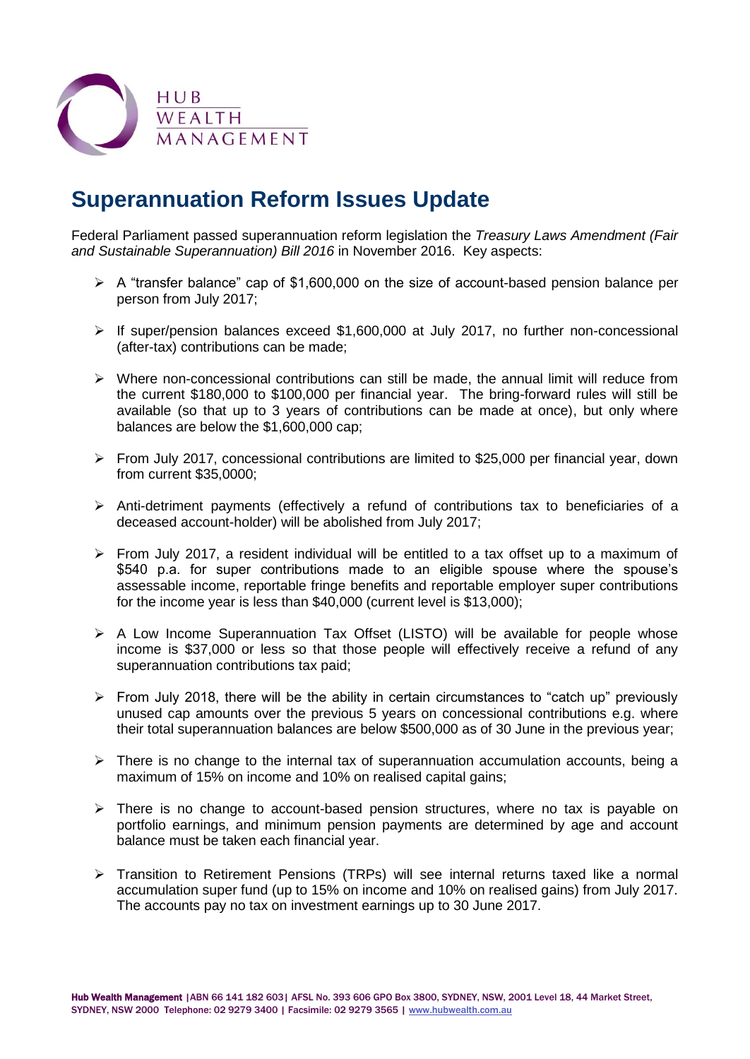HUB WEALTH MANAGEMENT

# Superannuation Reform Issues Update

Federal Parliament passed superannuation reform legislation the *Treasury Laws Amendment (Fair and Sustainable Superannuation) Bill 2016* in November 2016. Key aspects:

- A "transfer balance" cap of $1,600,000 on the size of account-based pension balance per person from July 2017;
- If super/pension balances exceed $1,600,000 at July 2017, no further non-concessional (after-tax) contributions can be made;
- Where non-concessional contributions can still be made, the annual limit will reduce from the current $180,000 to $100,000 per financial year. The bring-forward rules will still be available (so that up to 3 years of contributions can be made at once), but only where balances are below the $1,600,000 cap;
- From July 2017, concessional contributions are limited to $25,000 per financial year, down from current $35,0000;
- Anti-detriment payments (effectively a refund of contributions tax to beneficiaries of a deceased account-holder) will be abolished from July 2017;
- From July 2017, a resident individual will be entitled to a tax offset up to a maximum of $540 p.a. for super contributions made to an eligible spouse where the spouse's assessable income, reportable fringe benefits and reportable employer super contributions for the income year is less than $40,000 (current level is $13,000);
- A Low Income Superannuation Tax Offset (LISTO) will be available for people whose income is $37,000 or less so that those people will effectively receive a refund of any superannuation contributions tax paid;
- From July 2018, there will be the ability in certain circumstances to "catch up" previously unused cap amounts over the previous 5 years on concessional contributions e.g. where their total superannuation balances are below $500,000 as of 30 June in the previous year;
- There is no change to the internal tax of superannuation accumulation accounts, being a maximum of 15% on income and 10% on realised capital gains;
- There is no change to account-based pension structures, where no tax is payable on portfolio earnings, and minimum pension payments are determined by age and account balance must be taken each financial year.
- Transition to Retirement Pensions (TRPs) will see internal returns taxed like a normal accumulation super fund (up to 15% on income and 10% on realised gains) from July 2017. The accounts pay no tax on investment earnings up to 30 June 2017.

**Hub Wealth Management** |ABN 66 141 182 603| AFSL No. 393 606 GPO Box 3800, SYDNEY, NSW, 2001 Level 18, 44 Market Street, SYDNEY, NSW 2000 Telephone: 02 9279 3400 | Facsimile: 02 9279 3565 | www.hubwealth.com.au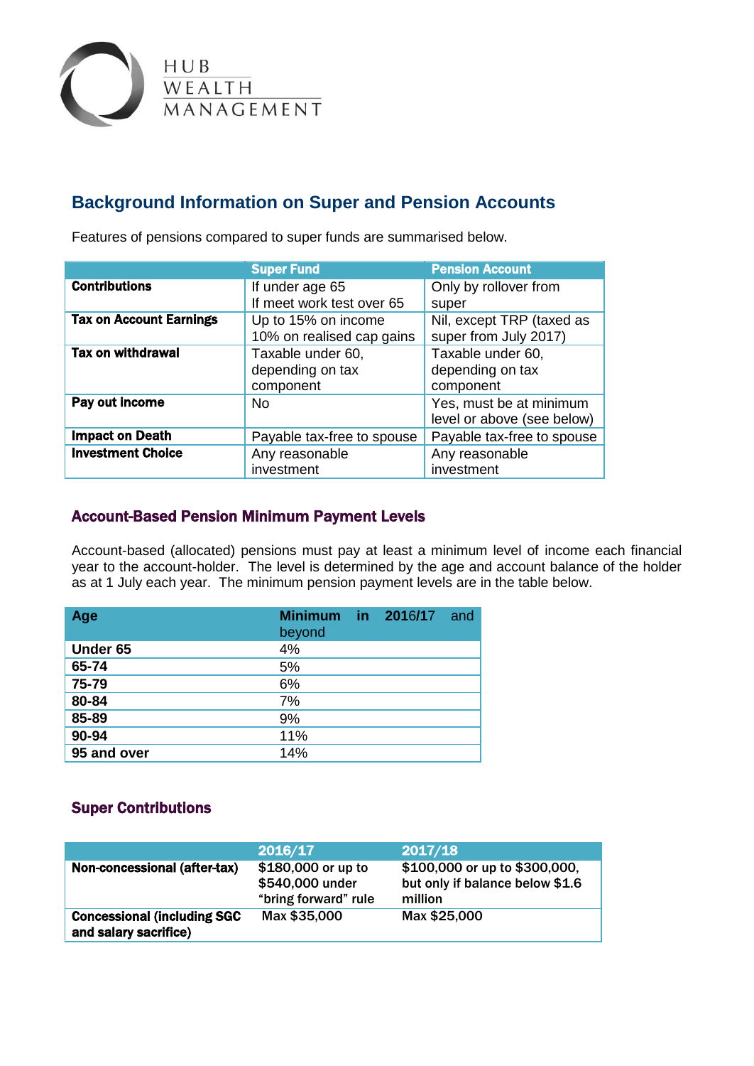HUB WEALTH MANAGEMENT

## Background Information on Super and Pension Accounts

Features of pensions compared to super funds are summarised below.

| | Super Fund | Pension Account |
|---|---|---|
| **Contributions** | If under age 65<br>If meet work test over 65 | Only by rollover from super |
| **Tax on Account Earnings** | Up to 15% on income<br>10% on realised cap gains | Nil, except TRP (taxed as super from July 2017) |
| **Tax on withdrawal** | Taxable under 60, depending on tax component | Taxable under 60, depending on tax component |
| **Pay out income** | No | Yes, must be at minimum level or above (see below) |
| **Impact on Death** | Payable tax-free to spouse | Payable tax-free to spouse |
| **Investment Choice** | Any reasonable investment | Any reasonable investment |

### Account-Based Pension Minimum Payment Levels

Account-based (allocated) pensions must pay at least a minimum level of income each financial year to the account-holder. The level is determined by the age and account balance of the holder as at 1 July each year. The minimum pension payment levels are in the table below.

| Age | Minimum in 2016/17 and beyond |
|---|---|
| Under 65 | 4% |
| 65-74 | 5% |
| 75-79 | 6% |
| 80-84 | 7% |
| 85-89 | 9% |
| 90-94 | 11% |
| 95 and over | 14% |

### Super Contributions

| | 2016/17 | 2017/18 |
|---|---|---|
| **Non-concessional (after-tax)** | $180,000 or up to $540,000 under "bring forward" rule | $100,000 or up to $300,000, but only if balance below $1.6 million |
| **Concessional (including SGC and salary sacrifice)** | Max $35,000 | Max $25,000 |